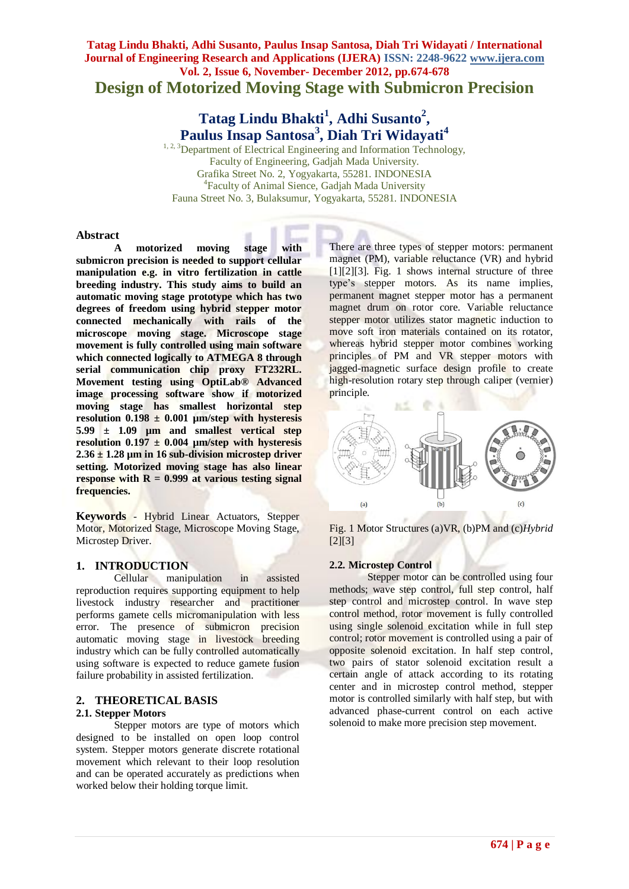# Design of Motorized Moving Stage with Submicron Precision

**Tatag Lindu Bhakti[1], Adhi Susanto[2], Paulus Insap Santosa[3], Diah Tri Widayati[4]**

[1, 2, 3]Department of Electrical Engineering and Information Technology,
Faculty of Engineering, Gadjah Mada University.
Grafika Street No. 2, Yogyakarta, 55281. INDONESIA
[4]Faculty of Animal Sience, Gadjah Mada University
Fauna Street No. 3, Bulaksumur, Yogyakarta, 55281. INDONESIA

## Abstract

**A motorized moving stage with submicron precision is needed to support cellular manipulation e.g. in vitro fertilization in cattle breeding industry. This study aims to build an automatic moving stage prototype which has two degrees of freedom using hybrid stepper motor connected mechanically with rails of the microscope moving stage. Microscope stage movement is fully controlled using main software which connected logically to ATMEGA 8 through serial communication chip proxy FT232RL. Movement testing using OptiLab® Advanced image processing software show if motorized moving stage has smallest horizontal step resolution 0.198 ± 0.001 µm/step with hysteresis 5.99 ± 1.09 µm and smallest vertical step resolution 0.197 ± 0.004 µm/step with hysteresis 2.36 ± 1.28 µm in 16 sub-division microstep driver setting. Motorized moving stage has also linear response with R = 0.999 at various testing signal frequencies.**

**Keywords** - Hybrid Linear Actuators, Stepper Motor, Motorized Stage, Microscope Moving Stage, Microstep Driver.

## 1. INTRODUCTION

Cellular manipulation in assisted reproduction requires supporting equipment to help livestock industry researcher and practitioner performs gamete cells micromanipulation with less error. The presence of submicron precision automatic moving stage in livestock breeding industry which can be fully controlled automatically using software is expected to reduce gamete fusion failure probability in assisted fertilization.

## 2. THEORETICAL BASIS

### 2.1. Stepper Motors

Stepper motors are type of motors which designed to be installed on open loop control system. Stepper motors generate rotational movement which relevant to their loop resolution and can be operated accurately as predictions when worked below their holding torque limit.

There are three types of stepper motors: permanent magnet (PM), variable reluctance (VR) and hybrid [1][2][3]. Fig. 1 shows internal structure of three type's stepper motors. As its name implies, permanent magnet stepper motor has a permanent magnet drum on rotor core. Variable reluctance stepper motor utilizes stator magnetic induction to move soft iron materials contained on its rotator, whereas hybrid stepper motor combines working principles of PM and VR stepper motors with jagged-magnetic surface design profile to create high-resolution rotary step through caliper (vernier) principle.

Fig. 1 Motor Structures (a)VR, (b)PM and (c)*Hybrid* [2][3]

### 2.2. Microstep Control

Stepper motor can be controlled using four methods; wave step control, full step control, half step control and microstep control. In wave step control method, rotor movement is fully controlled using single solenoid excitation while in full step control; rotor movement is controlled using a pair of opposite solenoid excitation. In half step control, two pairs of stator solenoid excitation result a certain angle of attack according to its rotating center and in microstep control method, stepper motor is controlled similarly with half step, but with advanced phase-current control on each active solenoid to make more precision step movement.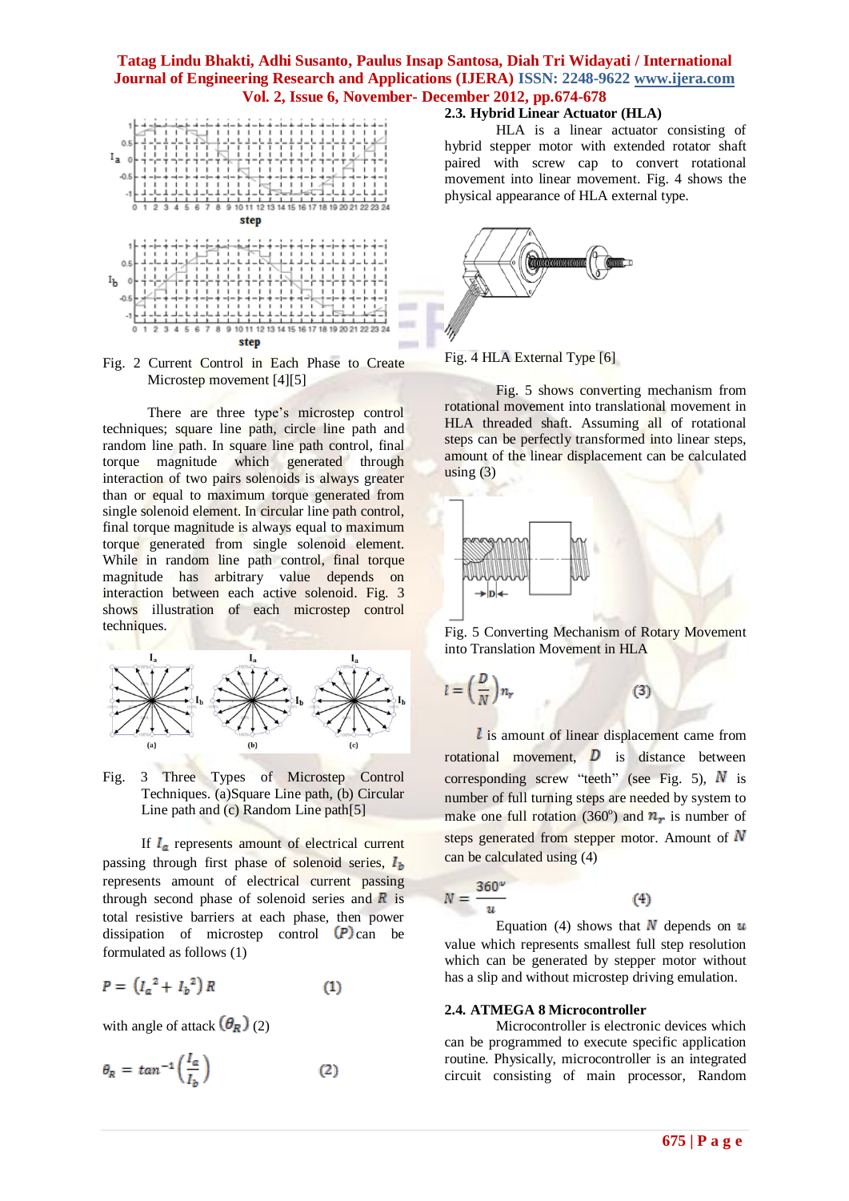Fig. 2 Current Control in Each Phase to Create Microstep movement [4][5]

There are three type's microstep control techniques; square line path, circle line path and random line path. In square line path control, final torque magnitude which generated through interaction of two pairs solenoids is always greater than or equal to maximum torque generated from single solenoid element. In circular line path control, final torque magnitude is always equal to maximum torque generated from single solenoid element. While in random line path control, final torque magnitude has arbitrary value depends on interaction between each active solenoid. Fig. 3 shows illustration of each microstep control techniques.

Fig. 3 Three Types of Microstep Control Techniques. (a)Square Line path, (b) Circular Line path and (c) Random Line path[5]

If $I_a$ represents amount of electrical current passing through first phase of solenoid series, $I_b$ represents amount of electrical current passing through second phase of solenoid series and $R$ is total resistive barriers at each phase, then power dissipation of microstep control $(P)$ can be formulated as follows (1)

$$P = \left(I_a{}^2 + I_b{}^2\right) R \qquad (1)$$

with angle of attack $(\theta_R)$ (2)

$$\theta_R = tan^{-1}\left(\frac{I_a}{I_b}\right) \qquad (2)$$

### 2.3. Hybrid Linear Actuator (HLA)

HLA is a linear actuator consisting of hybrid stepper motor with extended rotator shaft paired with screw cap to convert rotational movement into linear movement. Fig. 4 shows the physical appearance of HLA external type.

Fig. 4 HLA External Type [6]

Fig. 5 shows converting mechanism from rotational movement into translational movement in HLA threaded shaft. Assuming all of rotational steps can be perfectly transformed into linear steps, amount of the linear displacement can be calculated using (3)

Fig. 5 Converting Mechanism of Rotary Movement into Translation Movement in HLA

$$l = \left(\frac{D}{N}\right) n_r \qquad (3)$$

$l$ is amount of linear displacement came from rotational movement, $D$ is distance between corresponding screw "teeth" (see Fig. 5), $N$ is number of full turning steps are needed by system to make one full rotation (360°) and $n_r$ is number of steps generated from stepper motor. Amount of $N$ can be calculated using (4)

$$N = \frac{360^o}{u} \qquad (4)$$

Equation (4) shows that $N$ depends on $u$ value which represents smallest full step resolution which can be generated by stepper motor without has a slip and without microstep driving emulation.

### 2.4. ATMEGA 8 Microcontroller

Microcontroller is electronic devices which can be programmed to execute specific application routine. Physically, microcontroller is an integrated circuit consisting of main processor, Random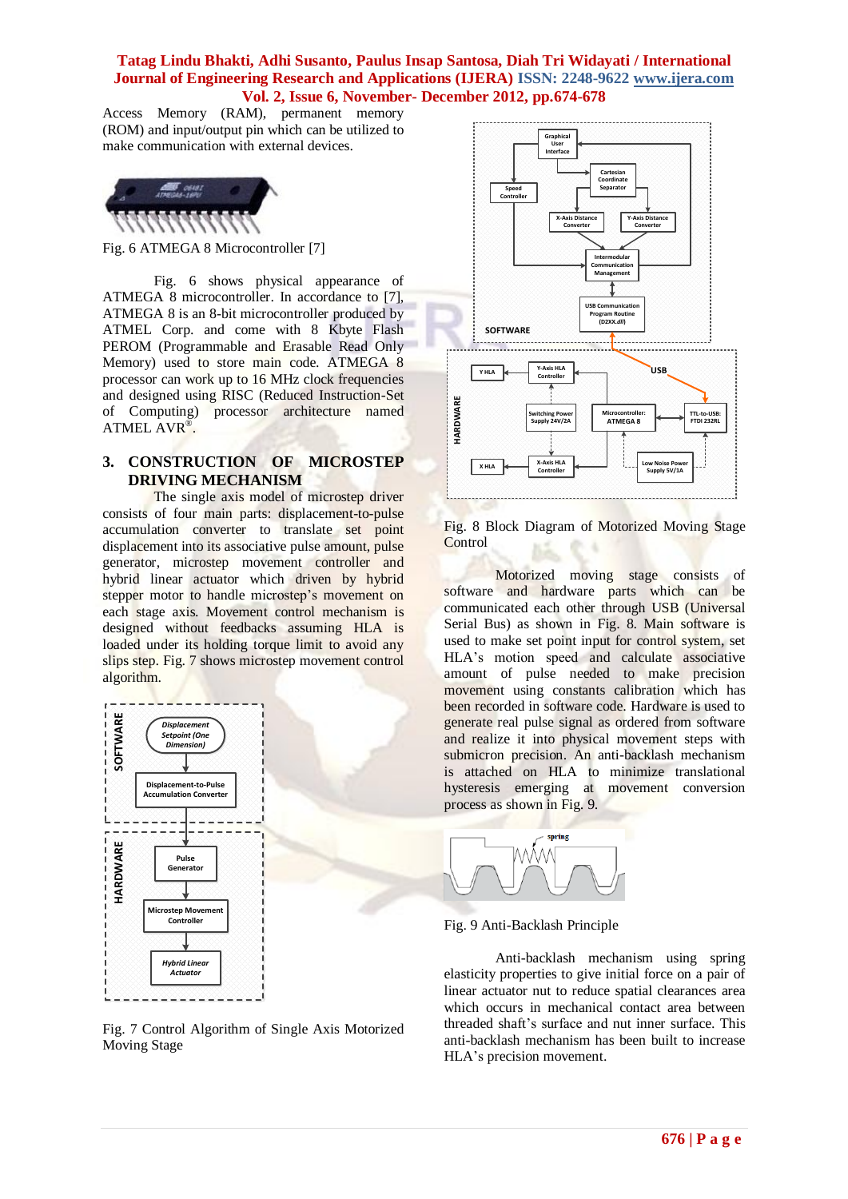Access Memory (RAM), permanent memory (ROM) and input/output pin which can be utilized to make communication with external devices.

Fig. 6 ATMEGA 8 Microcontroller [7]

Fig. 6 shows physical appearance of ATMEGA 8 microcontroller. In accordance to [7], ATMEGA 8 is an 8-bit microcontroller produced by ATMEL Corp. and come with 8 Kbyte Flash PEROM (Programmable and Erasable Read Only Memory) used to store main code. ATMEGA 8 processor can work up to 16 MHz clock frequencies and designed using RISC (Reduced Instruction-Set of Computing) processor architecture named ATMEL AVR®.

## 3. CONSTRUCTION OF MICROSTEP DRIVING MECHANISM

The single axis model of microstep driver consists of four main parts: displacement-to-pulse accumulation converter to translate set point displacement into its associative pulse amount, pulse generator, microstep movement controller and hybrid linear actuator which driven by hybrid stepper motor to handle microstep's movement on each stage axis. Movement control mechanism is designed without feedbacks assuming HLA is loaded under its holding torque limit to avoid any slips step. Fig. 7 shows microstep movement control algorithm.

Fig. 7 Control Algorithm of Single Axis Motorized Moving Stage

Fig. 8 Block Diagram of Motorized Moving Stage Control

Motorized moving stage consists of software and hardware parts which can be communicated each other through USB (Universal Serial Bus) as shown in Fig. 8. Main software is used to make set point input for control system, set HLA's motion speed and calculate associative amount of pulse needed to make precision movement using constants calibration which has been recorded in software code. Hardware is used to generate real pulse signal as ordered from software and realize it into physical movement steps with submicron precision. An anti-backlash mechanism is attached on HLA to minimize translational hysteresis emerging at movement conversion process as shown in Fig. 9.

Fig. 9 Anti-Backlash Principle

Anti-backlash mechanism using spring elasticity properties to give initial force on a pair of linear actuator nut to reduce spatial clearances area which occurs in mechanical contact area between threaded shaft's surface and nut inner surface. This anti-backlash mechanism has been built to increase HLA's precision movement.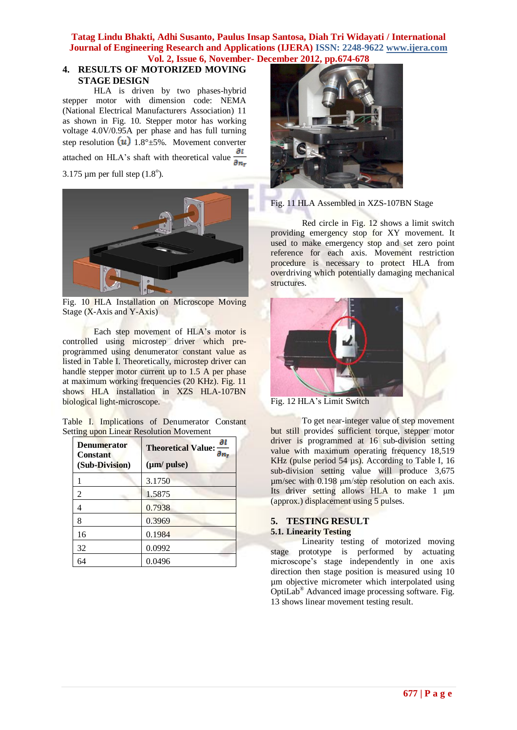## 4. RESULTS OF MOTORIZED MOVING STAGE DESIGN

HLA is driven by two phases-hybrid stepper motor with dimension code: NEMA (National Electrical Manufacturers Association) 11 as shown in Fig. 10. Stepper motor has working voltage 4.0V/0.95A per phase and has full turning step resolution $(u)$ 1.8°±5%. Movement converter attached on HLA's shaft with theoretical value $\frac{\partial l}{\partial n_r}$ 3.175 µm per full step (1.8°).

Fig. 10 HLA Installation on Microscope Moving Stage (X-Axis and Y-Axis)

Each step movement of HLA's motor is controlled using microstep driver which pre-programmed using denumerator constant value as listed in Table I. Theoretically, microstep driver can handle stepper motor current up to 1.5 A per phase at maximum working frequencies (20 KHz). Fig. 11 shows HLA installation in XZS HLA-107BN biological light-microscope.

Table I. Implications of Denumerator Constant Setting upon Linear Resolution Movement

| Denumerator Constant (Sub-Division) | Theoretical Value: $\frac{\partial l}{\partial n_r}$ (µm/ pulse) |
|---|---|
| 1 | 3.1750 |
| 2 | 1.5875 |
| 4 | 0.7938 |
| 8 | 0.3969 |
| 16 | 0.1984 |
| 32 | 0.0992 |
| 64 | 0.0496 |

Fig. 11 HLA Assembled in XZS-107BN Stage

Red circle in Fig. 12 shows a limit switch providing emergency stop for XY movement. It used to make emergency stop and set zero point reference for each axis. Movement restriction procedure is necessary to protect HLA from overdriving which potentially damaging mechanical structures.

Fig. 12 HLA's Limit Switch

To get near-integer value of step movement but still provides sufficient torque, stepper motor driver is programmed at 16 sub-division setting value with maximum operating frequency 18,519 KHz (pulse period 54 µs). According to Table I, 16 sub-division setting value will produce 3,675 µm/sec with 0.198 µm/step resolution on each axis. Its driver setting allows HLA to make 1 µm (approx.) displacement using 5 pulses.

## 5. TESTING RESULT

### 5.1. Linearity Testing

Linearity testing of motorized moving stage prototype is performed by actuating microscope's stage independently in one axis direction then stage position is measured using 10 µm objective micrometer which interpolated using OptiLab® Advanced image processing software. Fig. 13 shows linear movement testing result.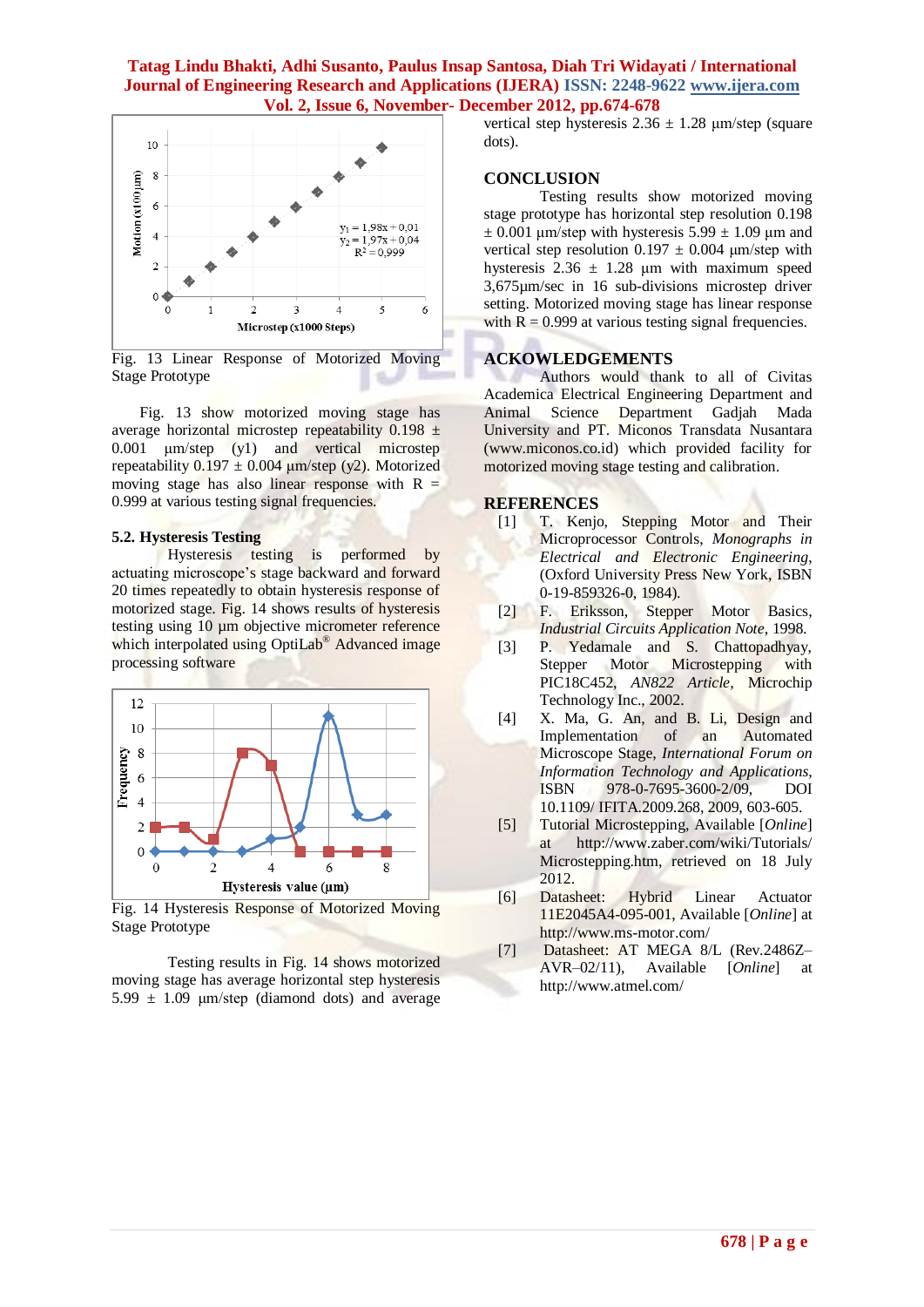10
8
6
4
2
0

Motion (x100μm)

0 1 2 3 4 5 6

Microstep (x1000 Steps)

$y_1 = 1{,}98x + 0{,}01$
$y_2 = 1{,}97x + 0{,}04$
$R^2 = 0{,}999$

Fig. 13 Linear Response of Motorized Moving Stage Prototype

Fig. 13 show motorized moving stage has average horizontal microstep repeatability 0.198 ± 0.001 μm/step (y1) and vertical microstep repeatability 0.197 ± 0.004 μm/step (y2). Motorized moving stage has also linear response with R = 0.999 at various testing signal frequencies.

### 5.2. Hysteresis Testing

Hysteresis testing is performed by actuating microscope's stage backward and forward 20 times repeatedly to obtain hysteresis response of motorized stage. Fig. 14 shows results of hysteresis testing using 10 μm objective micrometer reference which interpolated using OptiLab® Advanced image processing software

12
10
8
6
4
2
0

Frequency

0 2 4 6 8

Hysteresis value (μm)

Fig. 14 Hysteresis Response of Motorized Moving Stage Prototype

Testing results in Fig. 14 shows motorized moving stage has average horizontal step hysteresis 5.99 ± 1.09 μm/step (diamond dots) and average vertical step hysteresis 2.36 ± 1.28 μm/step (square dots).

## CONCLUSION

Testing results show motorized moving stage prototype has horizontal step resolution 0.198 ± 0.001 μm/step with hysteresis 5.99 ± 1.09 μm and vertical step resolution 0.197 ± 0.004 μm/step with hysteresis 2.36 ± 1.28 μm with maximum speed 3,675μm/sec in 16 sub-divisions microstep driver setting. Motorized moving stage has linear response with R = 0.999 at various testing signal frequencies.

## ACKOWLEDGEMENTS

Authors would thank to all of Civitas Academica Electrical Engineering Department and Animal Science Department Gadjah Mada University and PT. Miconos Transdata Nusantara (www.miconos.co.id) which provided facility for motorized moving stage testing and calibration.

## REFERENCES

[1] T. Kenjo, Stepping Motor and Their Microprocessor Controls, *Monographs in Electrical and Electronic Engineering*, (Oxford University Press New York, ISBN 0-19-859326-0, 1984).

[2] F. Eriksson, Stepper Motor Basics, *Industrial Circuits Application Note*, 1998.

[3] P. Yedamale and S. Chattopadhyay, Stepper Motor Microstepping with PIC18C452, *AN822 Article*, Microchip Technology Inc., 2002.

[4] X. Ma, G. An, and B. Li, Design and Implementation of an Automated Microscope Stage, *International Forum on Information Technology and Applications*, ISBN 978-0-7695-3600-2/09, DOI 10.1109/ IFITA.2009.268, 2009, 603-605.

[5] Tutorial Microstepping, Available [*Online*] at http://www.zaber.com/wiki/Tutorials/ Microstepping.htm, retrieved on 18 July 2012.

[6] Datasheet: Hybrid Linear Actuator 11E2045A4-095-001, Available [*Online*] at http://www.ms-motor.com/

[7] Datasheet: AT MEGA 8/L (Rev.2486Z–AVR–02/11), Available [*Online*] at http://www.atmel.com/